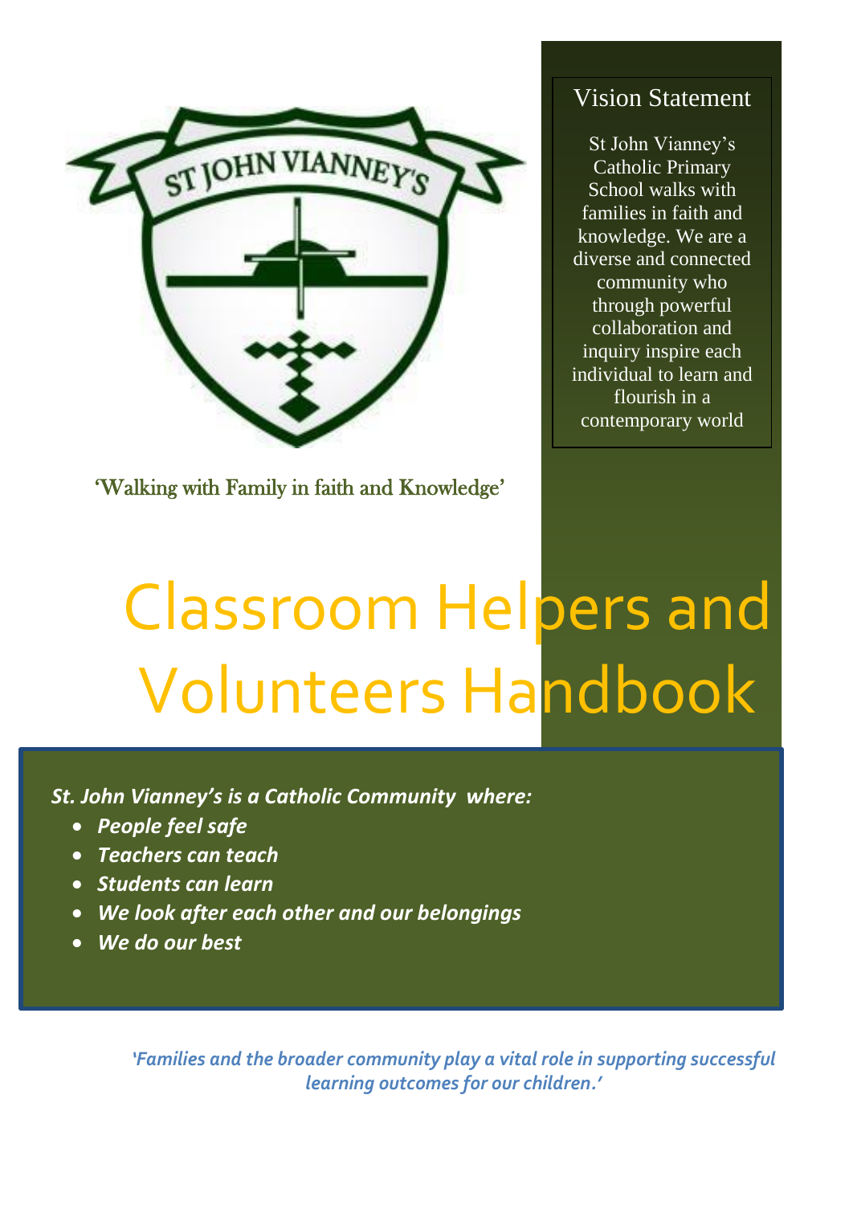ST JOHN VIANNEY'S

'Walking with Family in faith and Knowledge'

## Vision Statement

St John Vianney's Catholic Primary School walks with families in faith and knowledge. We are a diverse and connected community who through powerful collaboration and inquiry inspire each individual to learn and flourish in a contemporary world

# Classroom Helpers and Volunteers Handbook

***St. John Vianney's is a Catholic Community where:***

- ***People feel safe***
- ***Teachers can teach***
- ***Students can learn***
- ***We look after each other and our belongings***
- ***We do our best***

*'Families and the broader community play a vital role in supporting successful learning outcomes for our children.'*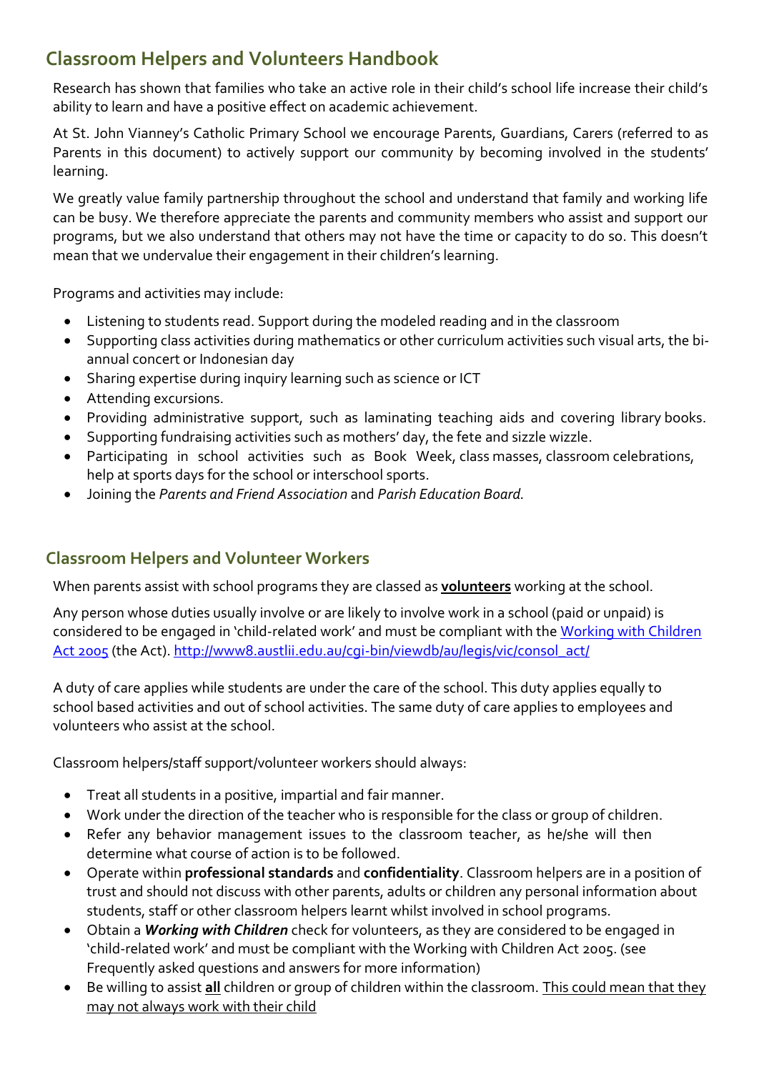## Classroom Helpers and Volunteers Handbook

Research has shown that families who take an active role in their child's school life increase their child's ability to learn and have a positive effect on academic achievement.

At St. John Vianney's Catholic Primary School we encourage Parents, Guardians, Carers (referred to as Parents in this document) to actively support our community by becoming involved in the students' learning.

We greatly value family partnership throughout the school and understand that family and working life can be busy. We therefore appreciate the parents and community members who assist and support our programs, but we also understand that others may not have the time or capacity to do so. This doesn't mean that we undervalue their engagement in their children's learning.

Programs and activities may include:

- Listening to students read. Support during the modeled reading and in the classroom
- Supporting class activities during mathematics or other curriculum activities such visual arts, the bi-annual concert or Indonesian day
- Sharing expertise during inquiry learning such as science or ICT
- Attending excursions.
- Providing administrative support, such as laminating teaching aids and covering library books.
- Supporting fundraising activities such as mothers' day, the fete and sizzle wizzle.
- Participating in school activities such as Book Week, class masses, classroom celebrations, help at sports days for the school or interschool sports.
- Joining the *Parents and Friend Association* and *Parish Education Board.*

## Classroom Helpers and Volunteer Workers

When parents assist with school programs they are classed as **volunteers** working at the school.

Any person whose duties usually involve or are likely to involve work in a school (paid or unpaid) is considered to be engaged in 'child-related work' and must be compliant with the [Working with Children Act 2005](http://www8.austlii.edu.au/cgi-bin/viewdb/au/legis/vic/consol_act/) (the Act). http://www8.austlii.edu.au/cgi-bin/viewdb/au/legis/vic/consol_act/

A duty of care applies while students are under the care of the school. This duty applies equally to school based activities and out of school activities. The same duty of care applies to employees and volunteers who assist at the school.

Classroom helpers/staff support/volunteer workers should always:

- Treat all students in a positive, impartial and fair manner.
- Work under the direction of the teacher who is responsible for the class or group of children.
- Refer any behavior management issues to the classroom teacher, as he/she will then determine what course of action is to be followed.
- Operate within **professional standards** and **confidentiality**. Classroom helpers are in a position of trust and should not discuss with other parents, adults or children any personal information about students, staff or other classroom helpers learnt whilst involved in school programs.
- Obtain a ***Working with Children*** check for volunteers, as they are considered to be engaged in 'child-related work' and must be compliant with the Working with Children Act 2005. (see Frequently asked questions and answers for more information)
- Be willing to assist **all** children or group of children within the classroom. This could mean that they may not always work with their child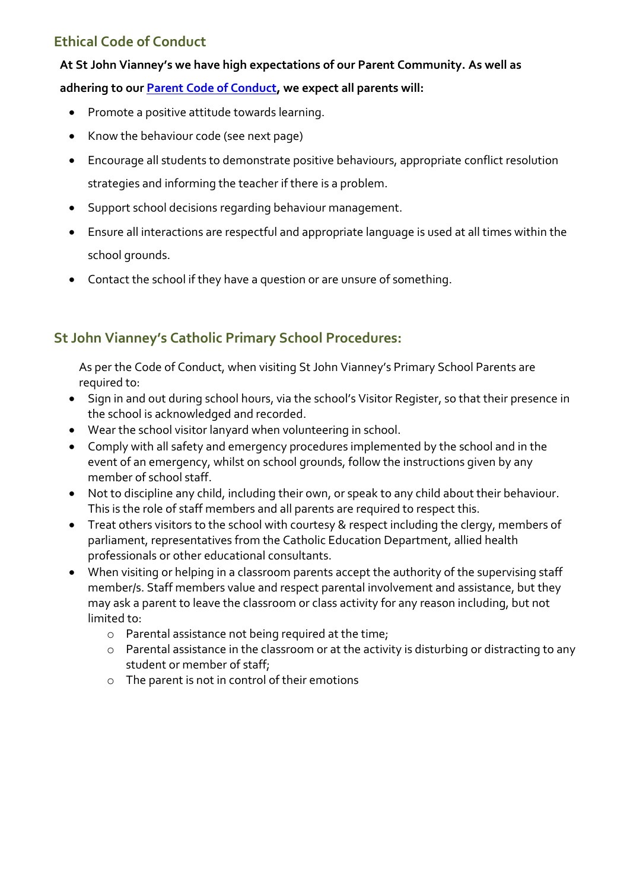## Ethical Code of Conduct

**At St John Vianney's we have high expectations of our Parent Community. As well as adhering to our Parent Code of Conduct, we expect all parents will:**

- Promote a positive attitude towards learning.
- Know the behaviour code (see next page)
- Encourage all students to demonstrate positive behaviours, appropriate conflict resolution strategies and informing the teacher if there is a problem.
- Support school decisions regarding behaviour management.
- Ensure all interactions are respectful and appropriate language is used at all times within the school grounds.
- Contact the school if they have a question or are unsure of something.

## St John Vianney's Catholic Primary School Procedures:

As per the Code of Conduct, when visiting St John Vianney's Primary School Parents are required to:

- Sign in and out during school hours, via the school's Visitor Register, so that their presence in the school is acknowledged and recorded.
- Wear the school visitor lanyard when volunteering in school.
- Comply with all safety and emergency procedures implemented by the school and in the event of an emergency, whilst on school grounds, follow the instructions given by any member of school staff.
- Not to discipline any child, including their own, or speak to any child about their behaviour. This is the role of staff members and all parents are required to respect this.
- Treat others visitors to the school with courtesy & respect including the clergy, members of parliament, representatives from the Catholic Education Department, allied health professionals or other educational consultants.
- When visiting or helping in a classroom parents accept the authority of the supervising staff member/s. Staff members value and respect parental involvement and assistance, but they may ask a parent to leave the classroom or class activity for any reason including, but not limited to:
  - Parental assistance not being required at the time;
  - Parental assistance in the classroom or at the activity is disturbing or distracting to any student or member of staff;
  - The parent is not in control of their emotions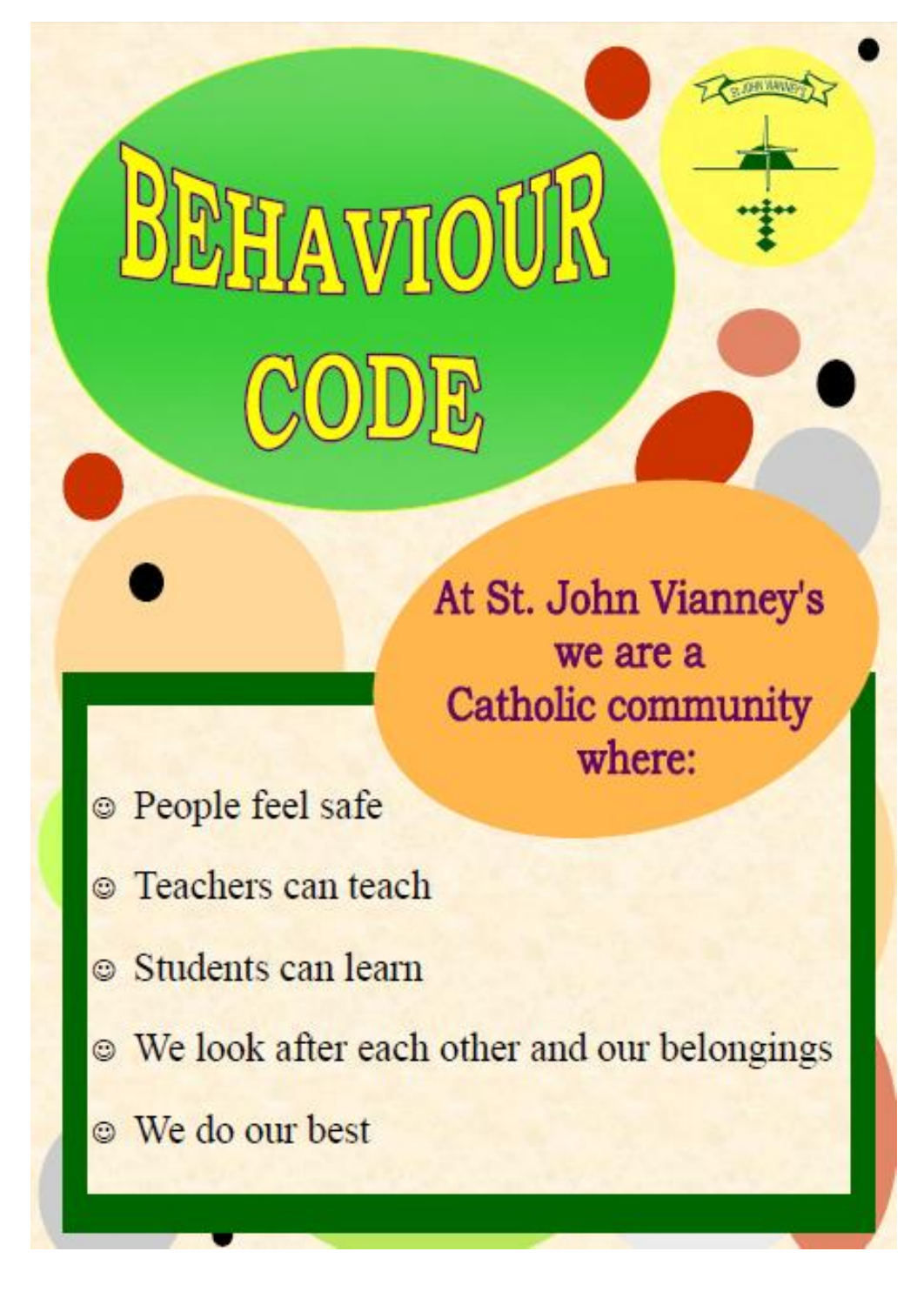# BEHAVIOUR CODE

**At St. John Vianney's we are a Catholic community where:**

- ☺ People feel safe
- ☺ Teachers can teach
- ☺ Students can learn
- ☺ We look after each other and our belongings
- ☺ We do our best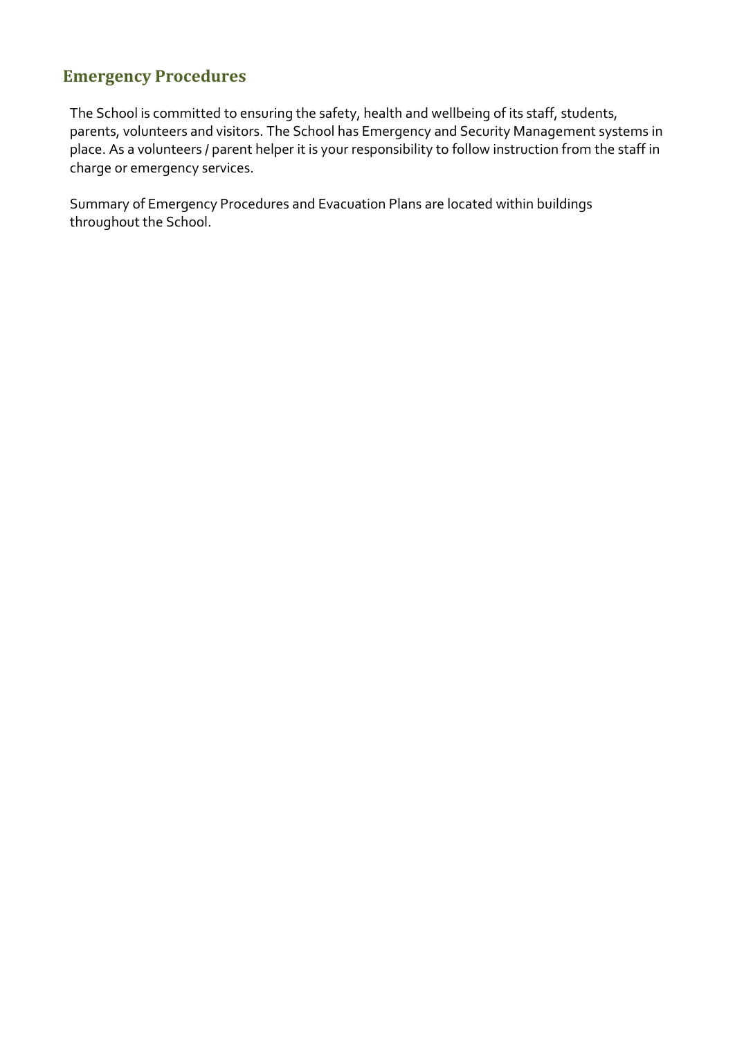## Emergency Procedures

The School is committed to ensuring the safety, health and wellbeing of its staff, students, parents, volunteers and visitors. The School has Emergency and Security Management systems in place. As a volunteers / parent helper it is your responsibility to follow instruction from the staff in charge or emergency services.

Summary of Emergency Procedures and Evacuation Plans are located within buildings throughout the School.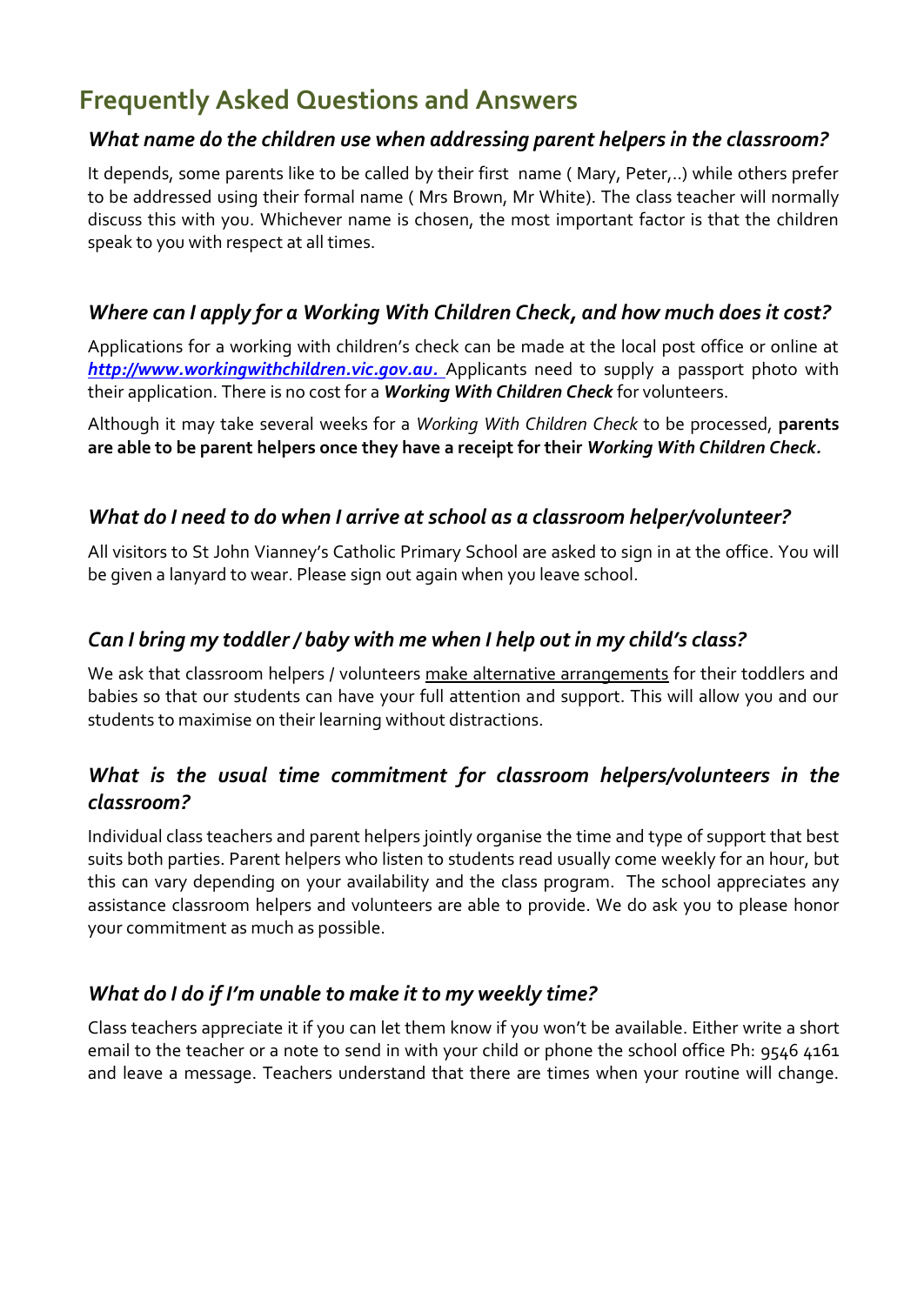## Frequently Asked Questions and Answers

### *What name do the children use when addressing parent helpers in the classroom?*

It depends, some parents like to be called by their first name ( Mary, Peter,..) while others prefer to be addressed using their formal name ( Mrs Brown, Mr White). The class teacher will normally discuss this with you. Whichever name is chosen, the most important factor is that the children speak to you with respect at all times.

### *Where can I apply for a Working With Children Check, and how much does it cost?*

Applications for a working with children's check can be made at the local post office or online at ***http://www.workingwithchildren.vic.gov.au.*** Applicants need to supply a passport photo with their application. There is no cost for a ***Working With Children Check*** for volunteers.

Although it may take several weeks for a *Working With Children Check* to be processed, **parents are able to be parent helpers once they have a receipt for their *Working With Children Check.***

### *What do I need to do when I arrive at school as a classroom helper/volunteer?*

All visitors to St John Vianney's Catholic Primary School are asked to sign in at the office. You will be given a lanyard to wear. Please sign out again when you leave school.

### *Can I bring my toddler / baby with me when I help out in my child's class?*

We ask that classroom helpers / volunteers make alternative arrangements for their toddlers and babies so that our students can have your full attention and support. This will allow you and our students to maximise on their learning without distractions.

### *What is the usual time commitment for classroom helpers/volunteers in the classroom?*

Individual class teachers and parent helpers jointly organise the time and type of support that best suits both parties. Parent helpers who listen to students read usually come weekly for an hour, but this can vary depending on your availability and the class program. The school appreciates any assistance classroom helpers and volunteers are able to provide. We do ask you to please honor your commitment as much as possible.

### *What do I do if I'm unable to make it to my weekly time?*

Class teachers appreciate it if you can let them know if you won't be available. Either write a short email to the teacher or a note to send in with your child or phone the school office Ph: 9546 4161 and leave a message. Teachers understand that there are times when your routine will change.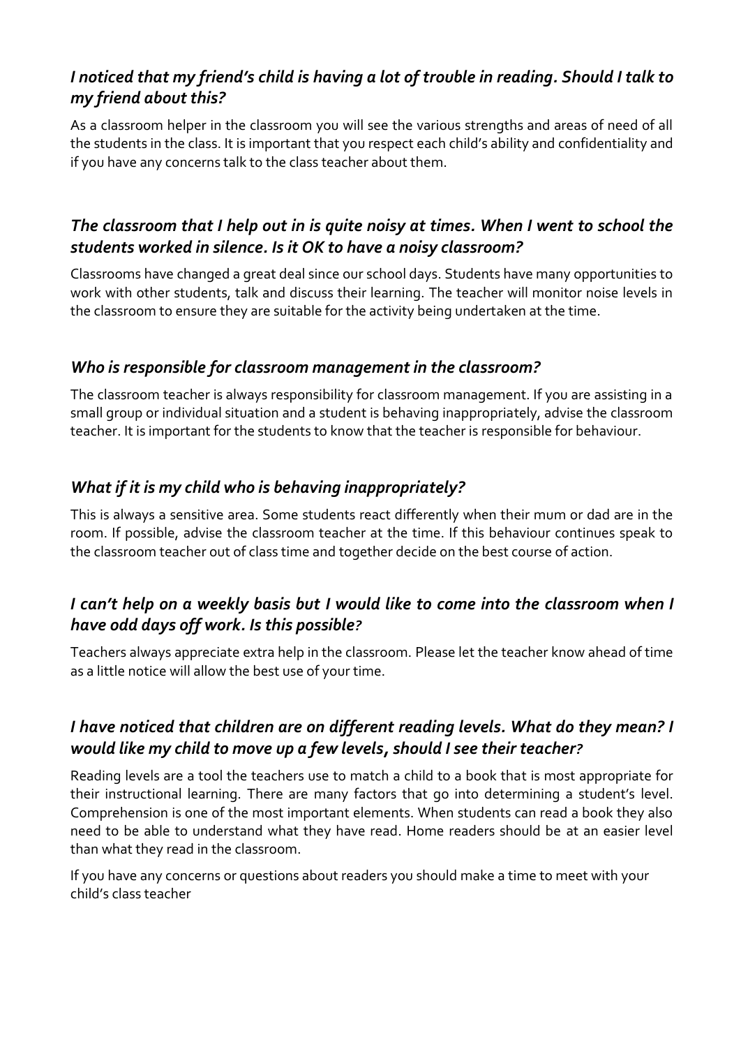### *I noticed that my friend's child is having a lot of trouble in reading. Should I talk to my friend about this?*

As a classroom helper in the classroom you will see the various strengths and areas of need of all the students in the class. It is important that you respect each child's ability and confidentiality and if you have any concerns talk to the class teacher about them.

### *The classroom that I help out in is quite noisy at times. When I went to school the students worked in silence. Is it OK to have a noisy classroom?*

Classrooms have changed a great deal since our school days. Students have many opportunities to work with other students, talk and discuss their learning. The teacher will monitor noise levels in the classroom to ensure they are suitable for the activity being undertaken at the time.

### *Who is responsible for classroom management in the classroom?*

The classroom teacher is always responsibility for classroom management. If you are assisting in a small group or individual situation and a student is behaving inappropriately, advise the classroom teacher. It is important for the students to know that the teacher is responsible for behaviour.

### *What if it is my child who is behaving inappropriately?*

This is always a sensitive area. Some students react differently when their mum or dad are in the room. If possible, advise the classroom teacher at the time. If this behaviour continues speak to the classroom teacher out of class time and together decide on the best course of action.

### *I can't help on a weekly basis but I would like to come into the classroom when I have odd days off work. Is this possible?*

Teachers always appreciate extra help in the classroom. Please let the teacher know ahead of time as a little notice will allow the best use of your time.

### *I have noticed that children are on different reading levels. What do they mean? I would like my child to move up a few levels, should I see their teacher?*

Reading levels are a tool the teachers use to match a child to a book that is most appropriate for their instructional learning. There are many factors that go into determining a student's level. Comprehension is one of the most important elements. When students can read a book they also need to be able to understand what they have read. Home readers should be at an easier level than what they read in the classroom.

If you have any concerns or questions about readers you should make a time to meet with your child's class teacher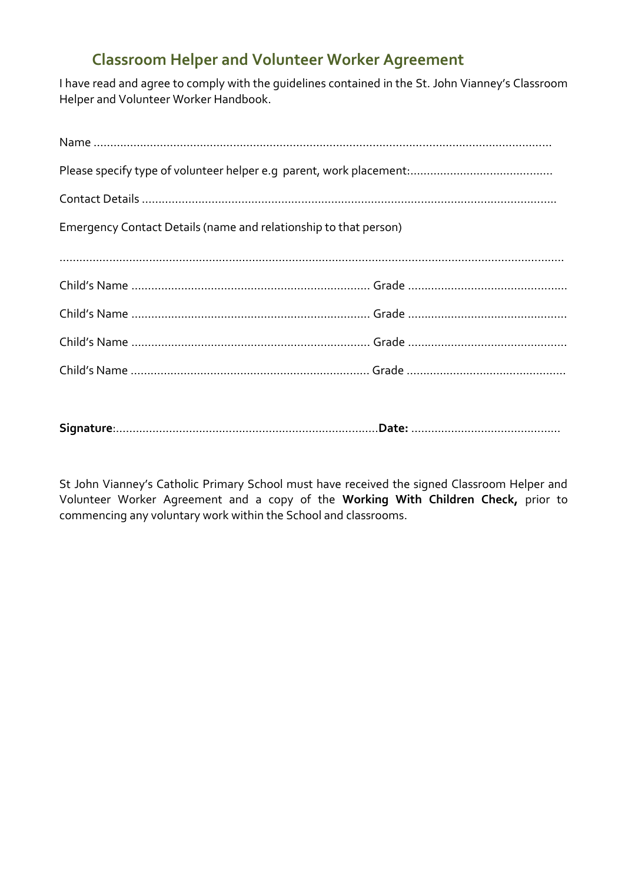## Classroom Helper and Volunteer Worker Agreement

I have read and agree to comply with the guidelines contained in the St. John Vianney's Classroom Helper and Volunteer Worker Handbook.

Name ..........................................................................................................................................

Please specify type of volunteer helper e.g parent, work placement:...........................................

Contact Details ............................................................................................................................

Emergency Contact Details (name and relationship to that person)

.......................................................................................................................................................

Child's Name ....................................................................... Grade ................................................

Child's Name ....................................................................... Grade ................................................

Child's Name ....................................................................... Grade ................................................

Child's Name ....................................................................... Grade ................................................

**Signature**:...............................................................................**Date:** .............................................

St John Vianney's Catholic Primary School must have received the signed Classroom Helper and Volunteer Worker Agreement and a copy of the **Working With Children Check,** prior to commencing any voluntary work within the School and classrooms.